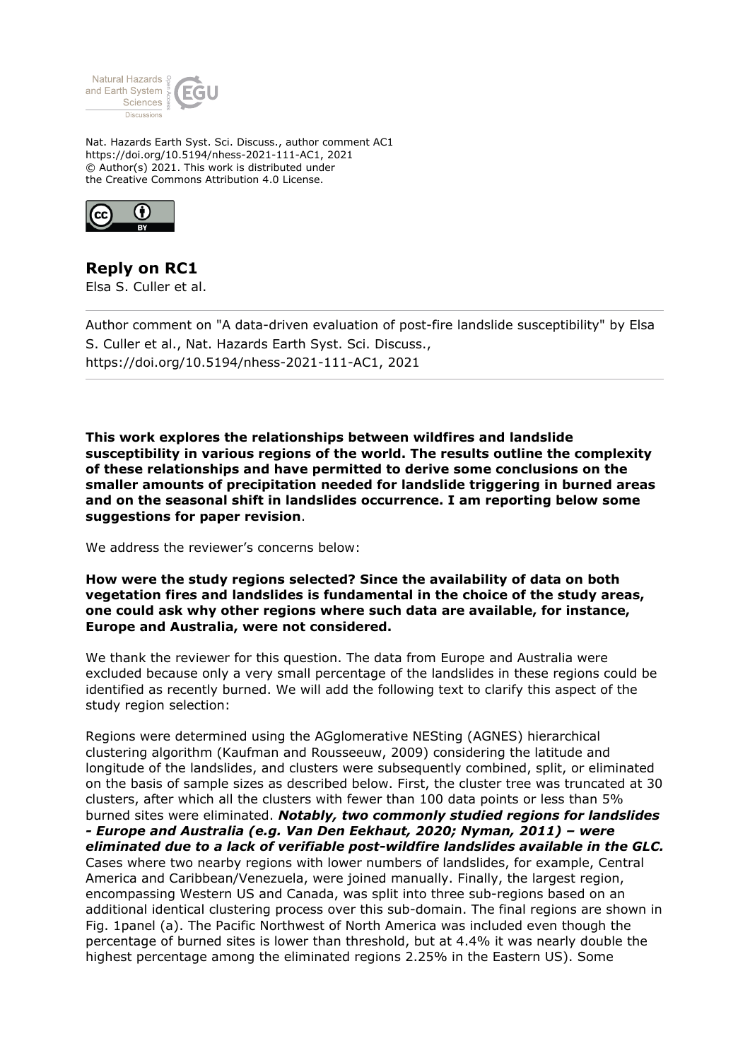Nat. Hazards Earth Syst. Sci. Discuss., author comment AC1
https://doi.org/10.5194/nhess-2021-111-AC1, 2021
© Author(s) 2021. This work is distributed under
the Creative Commons Attribution 4.0 License.

# Reply on RC1

Elsa S. Culler et al.

---

Author comment on "A data-driven evaluation of post-fire landslide susceptibility" by Elsa S. Culler et al., Nat. Hazards Earth Syst. Sci. Discuss., https://doi.org/10.5194/nhess-2021-111-AC1, 2021

---

**This work explores the relationships between wildfires and landslide susceptibility in various regions of the world. The results outline the complexity of these relationships and have permitted to derive some conclusions on the smaller amounts of precipitation needed for landslide triggering in burned areas and on the seasonal shift in landslides occurrence. I am reporting below some suggestions for paper revision**.

We address the reviewer's concerns below:

**How were the study regions selected? Since the availability of data on both vegetation fires and landslides is fundamental in the choice of the study areas, one could ask why other regions where such data are available, for instance, Europe and Australia, were not considered.**

We thank the reviewer for this question. The data from Europe and Australia were excluded because only a very small percentage of the landslides in these regions could be identified as recently burned. We will add the following text to clarify this aspect of the study region selection:

Regions were determined using the AGglomerative NESting (AGNES) hierarchical clustering algorithm (Kaufman and Rousseeuw, 2009) considering the latitude and longitude of the landslides, and clusters were subsequently combined, split, or eliminated on the basis of sample sizes as described below. First, the cluster tree was truncated at 30 clusters, after which all the clusters with fewer than 100 data points or less than 5% burned sites were eliminated. ***Notably, two commonly studied regions for landslides - Europe and Australia (e.g. Van Den Eekhaut, 2020; Nyman, 2011) – were eliminated due to a lack of verifiable post-wildfire landslides available in the GLC.*** Cases where two nearby regions with lower numbers of landslides, for example, Central America and Caribbean/Venezuela, were joined manually. Finally, the largest region, encompassing Western US and Canada, was split into three sub-regions based on an additional identical clustering process over this sub-domain. The final regions are shown in Fig. 1panel (a). The Pacific Northwest of North America was included even though the percentage of burned sites is lower than threshold, but at 4.4% it was nearly double the highest percentage among the eliminated regions 2.25% in the Eastern US). Some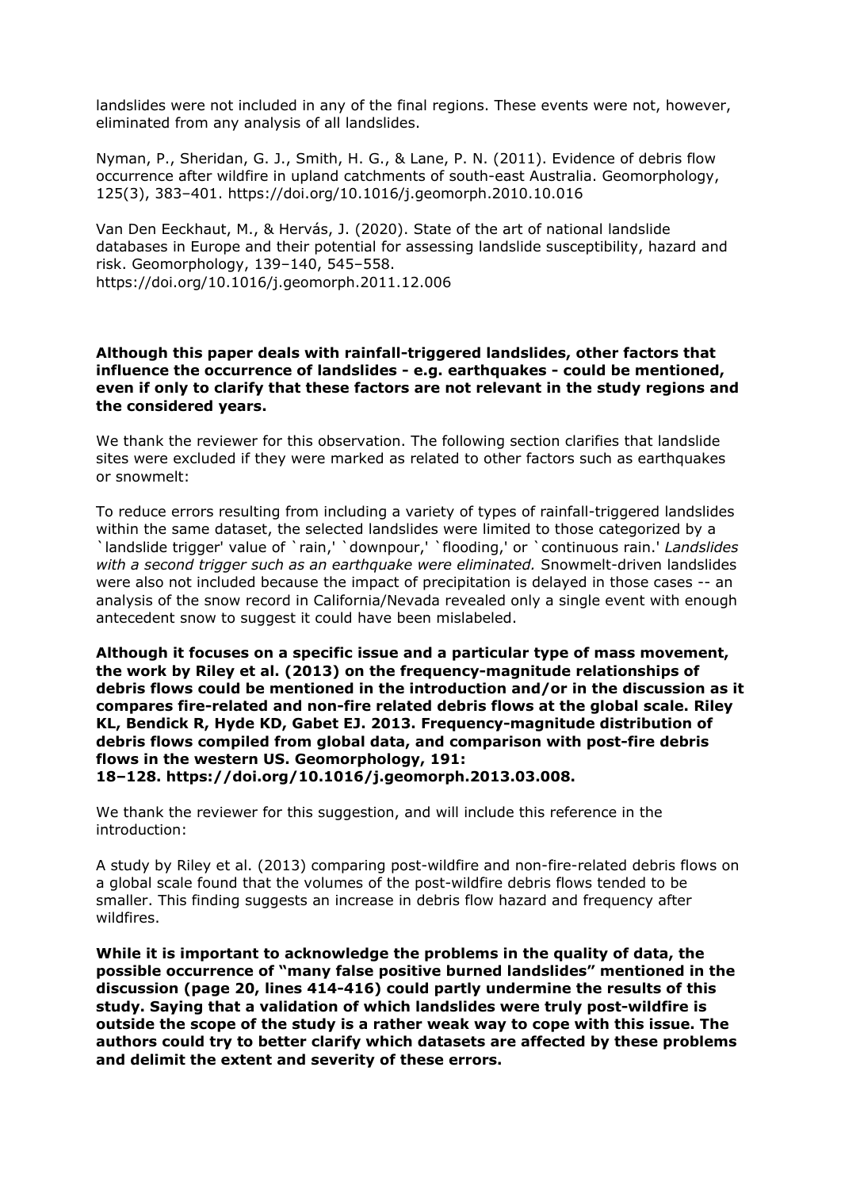landslides were not included in any of the final regions. These events were not, however, eliminated from any analysis of all landslides.

Nyman, P., Sheridan, G. J., Smith, H. G., & Lane, P. N. (2011). Evidence of debris flow occurrence after wildfire in upland catchments of south-east Australia. Geomorphology, 125(3), 383–401. https://doi.org/10.1016/j.geomorph.2010.10.016

Van Den Eeckhaut, M., & Hervás, J. (2020). State of the art of national landslide databases in Europe and their potential for assessing landslide susceptibility, hazard and risk. Geomorphology, 139–140, 545–558. https://doi.org/10.1016/j.geomorph.2011.12.006

**Although this paper deals with rainfall-triggered landslides, other factors that influence the occurrence of landslides - e.g. earthquakes - could be mentioned, even if only to clarify that these factors are not relevant in the study regions and the considered years.**

We thank the reviewer for this observation. The following section clarifies that landslide sites were excluded if they were marked as related to other factors such as earthquakes or snowmelt:

To reduce errors resulting from including a variety of types of rainfall-triggered landslides within the same dataset, the selected landslides were limited to those categorized by a `landslide trigger' value of `rain,' `downpour,' `flooding,' or `continuous rain.' *Landslides with a second trigger such as an earthquake were eliminated.* Snowmelt-driven landslides were also not included because the impact of precipitation is delayed in those cases -- an analysis of the snow record in California/Nevada revealed only a single event with enough antecedent snow to suggest it could have been mislabeled.

**Although it focuses on a specific issue and a particular type of mass movement, the work by Riley et al. (2013) on the frequency-magnitude relationships of debris flows could be mentioned in the introduction and/or in the discussion as it compares fire-related and non-fire related debris flows at the global scale. Riley KL, Bendick R, Hyde KD, Gabet EJ. 2013. Frequency-magnitude distribution of debris flows compiled from global data, and comparison with post-fire debris flows in the western US. Geomorphology, 191: 18–128. https://doi.org/10.1016/j.geomorph.2013.03.008.**

We thank the reviewer for this suggestion, and will include this reference in the introduction:

A study by Riley et al. (2013) comparing post-wildfire and non-fire-related debris flows on a global scale found that the volumes of the post-wildfire debris flows tended to be smaller. This finding suggests an increase in debris flow hazard and frequency after wildfires.

**While it is important to acknowledge the problems in the quality of data, the possible occurrence of "many false positive burned landslides" mentioned in the discussion (page 20, lines 414-416) could partly undermine the results of this study. Saying that a validation of which landslides were truly post-wildfire is outside the scope of the study is a rather weak way to cope with this issue. The authors could try to better clarify which datasets are affected by these problems and delimit the extent and severity of these errors.**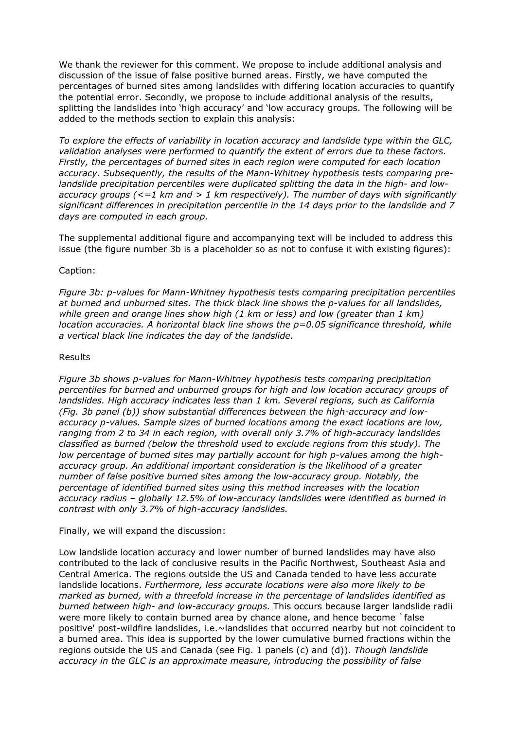We thank the reviewer for this comment. We propose to include additional analysis and discussion of the issue of false positive burned areas. Firstly, we have computed the percentages of burned sites among landslides with differing location accuracies to quantify the potential error. Secondly, we propose to include additional analysis of the results, splitting the landslides into 'high accuracy' and 'low accuracy groups. The following will be added to the methods section to explain this analysis:

*To explore the effects of variability in location accuracy and landslide type within the GLC, validation analyses were performed to quantify the extent of errors due to these factors. Firstly, the percentages of burned sites in each region were computed for each location accuracy. Subsequently, the results of the Mann-Whitney hypothesis tests comparing pre-landslide precipitation percentiles were duplicated splitting the data in the high- and low-accuracy groups (<=1 km and > 1 km respectively). The number of days with significantly significant differences in precipitation percentile in the 14 days prior to the landslide and 7 days are computed in each group.*

The supplemental additional figure and accompanying text will be included to address this issue (the figure number 3b is a placeholder so as not to confuse it with existing figures):

Caption:

*Figure 3b: p-values for Mann-Whitney hypothesis tests comparing precipitation percentiles at burned and unburned sites. The thick black line shows the p-values for all landslides, while green and orange lines show high (1 km or less) and low (greater than 1 km) location accuracies. A horizontal black line shows the p=0.05 significance threshold, while a vertical black line indicates the day of the landslide.*

Results

*Figure 3b shows p-values for Mann-Whitney hypothesis tests comparing precipitation percentiles for burned and unburned groups for high and low location accuracy groups of landslides. High accuracy indicates less than 1 km. Several regions, such as California (Fig. 3b panel (b)) show substantial differences between the high-accuracy and low-accuracy p-values. Sample sizes of burned locations among the exact locations are low, ranging from 2 to 34 in each region, with overall only 3.7% of high-accuracy landslides classified as burned (below the threshold used to exclude regions from this study). The low percentage of burned sites may partially account for high p-values among the high-accuracy group. An additional important consideration is the likelihood of a greater number of false positive burned sites among the low-accuracy group. Notably, the percentage of identified burned sites using this method increases with the location accuracy radius – globally 12.5% of low-accuracy landslides were identified as burned in contrast with only 3.7% of high-accuracy landslides.*

Finally, we will expand the discussion:

Low landslide location accuracy and lower number of burned landslides may have also contributed to the lack of conclusive results in the Pacific Northwest, Southeast Asia and Central America. The regions outside the US and Canada tended to have less accurate landslide locations. *Furthermore, less accurate locations were also more likely to be marked as burned, with a threefold increase in the percentage of landslides identified as burned between high- and low-accuracy groups.* This occurs because larger landslide radii were more likely to contain burned area by chance alone, and hence become `false positive' post-wildfire landslides, i.e.~landslides that occurred nearby but not coincident to a burned area. This idea is supported by the lower cumulative burned fractions within the regions outside the US and Canada (see Fig. 1 panels (c) and (d)). *Though landslide accuracy in the GLC is an approximate measure, introducing the possibility of false*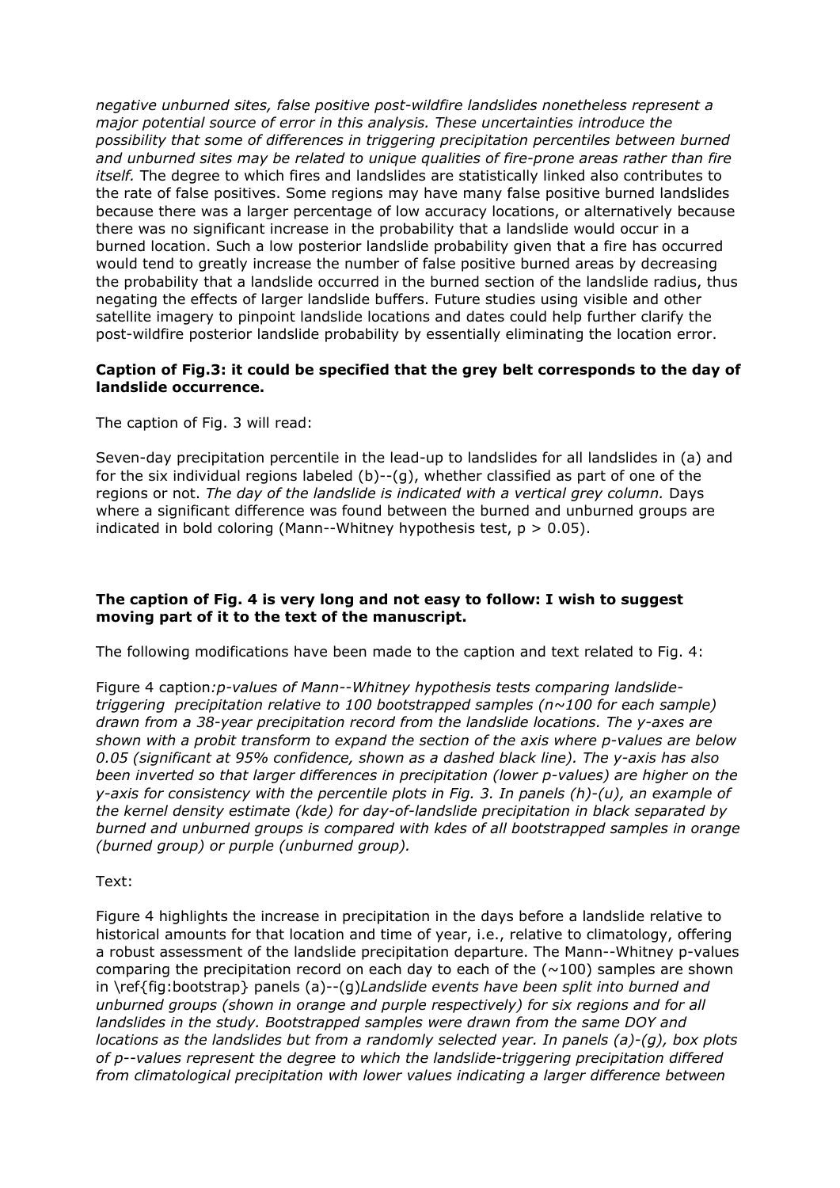*negative unburned sites, false positive post-wildfire landslides nonetheless represent a major potential source of error in this analysis. These uncertainties introduce the possibility that some of differences in triggering precipitation percentiles between burned and unburned sites may be related to unique qualities of fire-prone areas rather than fire itself.* The degree to which fires and landslides are statistically linked also contributes to the rate of false positives. Some regions may have many false positive burned landslides because there was a larger percentage of low accuracy locations, or alternatively because there was no significant increase in the probability that a landslide would occur in a burned location. Such a low posterior landslide probability given that a fire has occurred would tend to greatly increase the number of false positive burned areas by decreasing the probability that a landslide occurred in the burned section of the landslide radius, thus negating the effects of larger landslide buffers. Future studies using visible and other satellite imagery to pinpoint landslide locations and dates could help further clarify the post-wildfire posterior landslide probability by essentially eliminating the location error.

**Caption of Fig.3: it could be specified that the grey belt corresponds to the day of landslide occurrence.**

The caption of Fig. 3 will read:

Seven-day precipitation percentile in the lead-up to landslides for all landslides in (a) and for the six individual regions labeled (b)--(g), whether classified as part of one of the regions or not. *The day of the landslide is indicated with a vertical grey column.* Days where a significant difference was found between the burned and unburned groups are indicated in bold coloring (Mann--Whitney hypothesis test, $p > 0.05$).

**The caption of Fig. 4 is very long and not easy to follow: I wish to suggest moving part of it to the text of the manuscript.**

The following modifications have been made to the caption and text related to Fig. 4:

Figure 4 caption*:p-values of Mann--Whitney hypothesis tests comparing landslide-triggering precipitation relative to 100 bootstrapped samples (n~100 for each sample) drawn from a 38-year precipitation record from the landslide locations. The y-axes are shown with a probit transform to expand the section of the axis where p-values are below 0.05 (significant at 95% confidence, shown as a dashed black line). The y-axis has also been inverted so that larger differences in precipitation (lower p-values) are higher on the y-axis for consistency with the percentile plots in Fig. 3. In panels (h)-(u), an example of the kernel density estimate (kde) for day-of-landslide precipitation in black separated by burned and unburned groups is compared with kdes of all bootstrapped samples in orange (burned group) or purple (unburned group).*

Text:

Figure 4 highlights the increase in precipitation in the days before a landslide relative to historical amounts for that location and time of year, i.e., relative to climatology, offering a robust assessment of the landslide precipitation departure. The Mann--Whitney p-values comparing the precipitation record on each day to each of the (~100) samples are shown in \ref{fig:bootstrap} panels (a)--(g)*Landslide events have been split into burned and unburned groups (shown in orange and purple respectively) for six regions and for all landslides in the study. Bootstrapped samples were drawn from the same DOY and locations as the landslides but from a randomly selected year. In panels (a)-(g), box plots of p--values represent the degree to which the landslide-triggering precipitation differed from climatological precipitation with lower values indicating a larger difference between*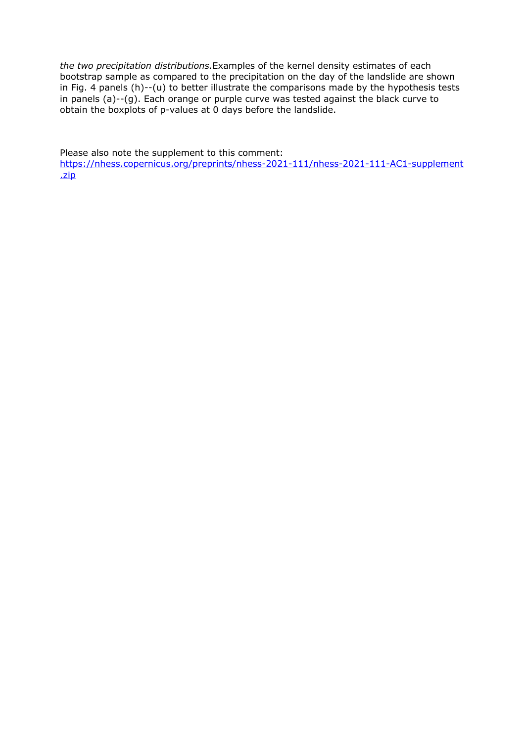*the two precipitation distributions.* Examples of the kernel density estimates of each bootstrap sample as compared to the precipitation on the day of the landslide are shown in Fig. 4 panels (h)--(u) to better illustrate the comparisons made by the hypothesis tests in panels (a)--(g). Each orange or purple curve was tested against the black curve to obtain the boxplots of p-values at 0 days before the landslide.

Please also note the supplement to this comment:
https://nhess.copernicus.org/preprints/nhess-2021-111/nhess-2021-111-AC1-supplement.zip